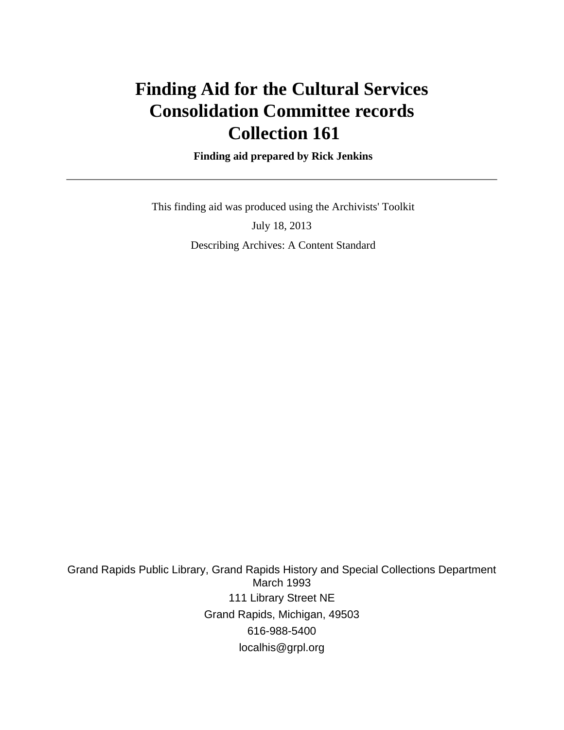# Finding Aid for the Cultural Services Consolidation Committee records Collection 161

**Finding aid prepared by Rick Jenkins**

---

This finding aid was produced using the Archivists' Toolkit

July 18, 2013

Describing Archives: A Content Standard

Grand Rapids Public Library, Grand Rapids History and Special Collections Department
March 1993
111 Library Street NE
Grand Rapids, Michigan, 49503
616-988-5400
localhis@grpl.org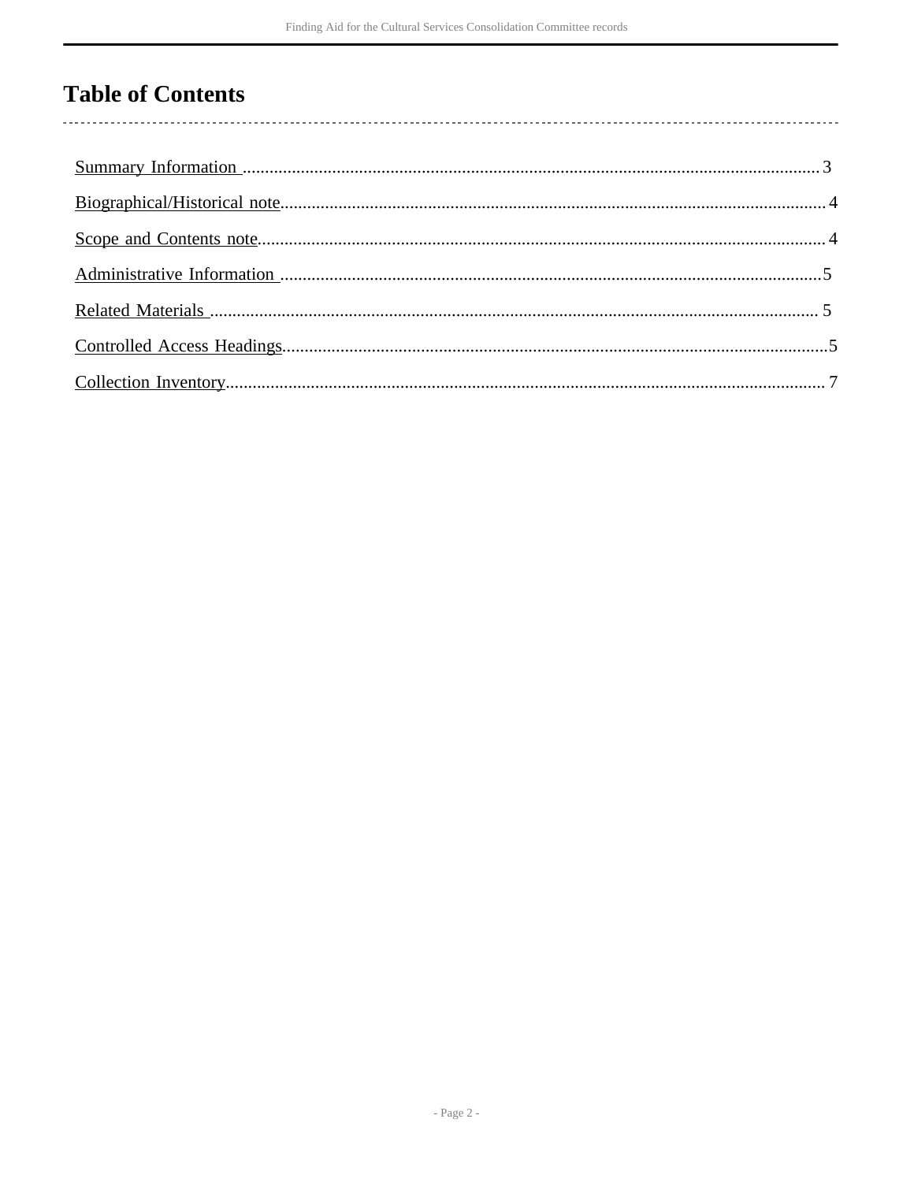# Table of Contents

Summary Information ..................................................................................................................................3

Biographical/Historical note.........................................................................................................................4

Scope and Contents note..............................................................................................................................4

Administrative Information .........................................................................................................................5

Related Materials ........................................................................................................................................5

Controlled Access Headings.........................................................................................................................5

Collection Inventory.....................................................................................................................................7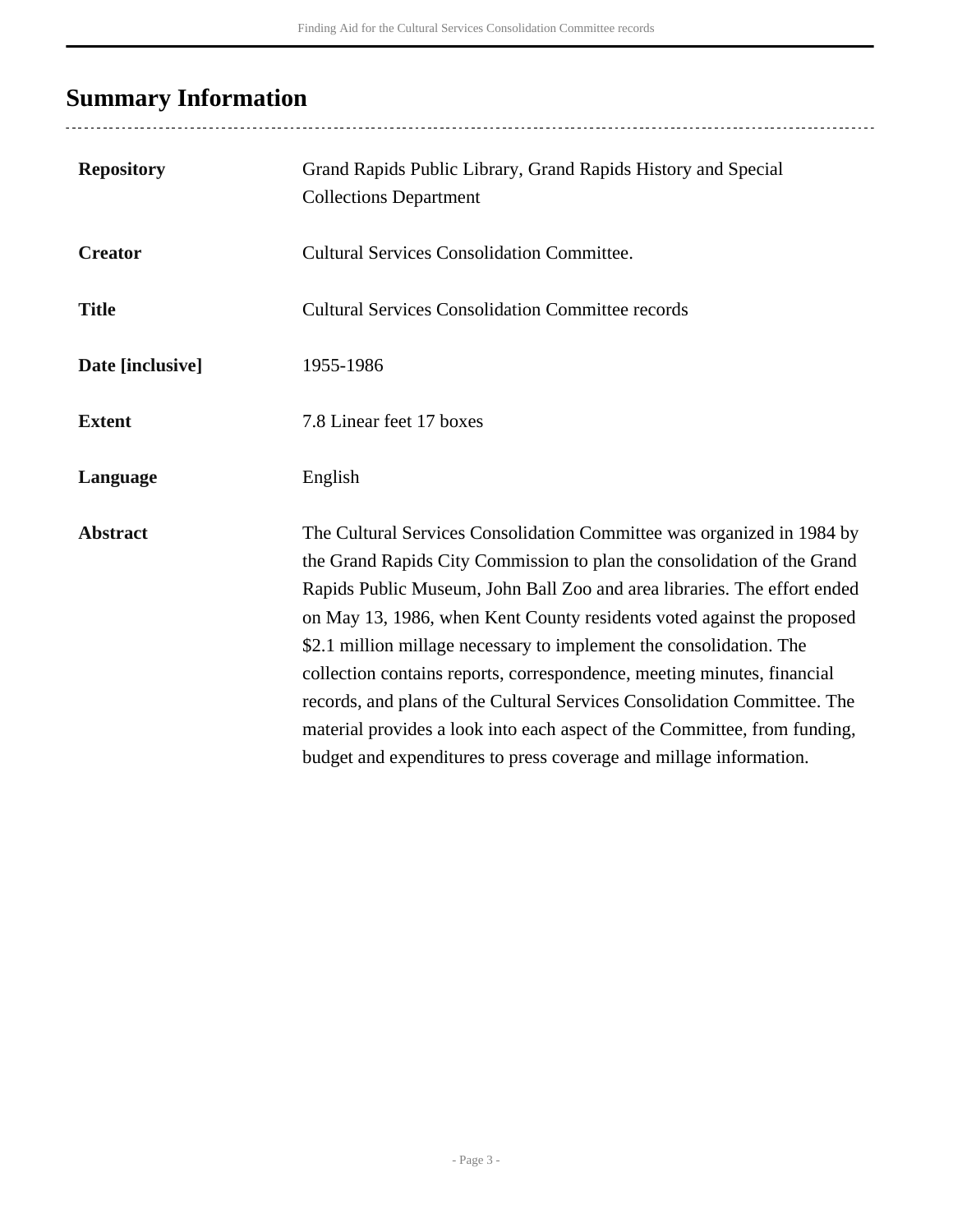## Summary Information

| | |
|---|---|
| **Repository** | Grand Rapids Public Library, Grand Rapids History and Special Collections Department |
| **Creator** | Cultural Services Consolidation Committee. |
| **Title** | Cultural Services Consolidation Committee records |
| **Date [inclusive]** | 1955-1986 |
| **Extent** | 7.8 Linear feet 17 boxes |
| **Language** | English |
| **Abstract** | The Cultural Services Consolidation Committee was organized in 1984 by the Grand Rapids City Commission to plan the consolidation of the Grand Rapids Public Museum, John Ball Zoo and area libraries. The effort ended on May 13, 1986, when Kent County residents voted against the proposed $2.1 million millage necessary to implement the consolidation. The collection contains reports, correspondence, meeting minutes, financial records, and plans of the Cultural Services Consolidation Committee. The material provides a look into each aspect of the Committee, from funding, budget and expenditures to press coverage and millage information. |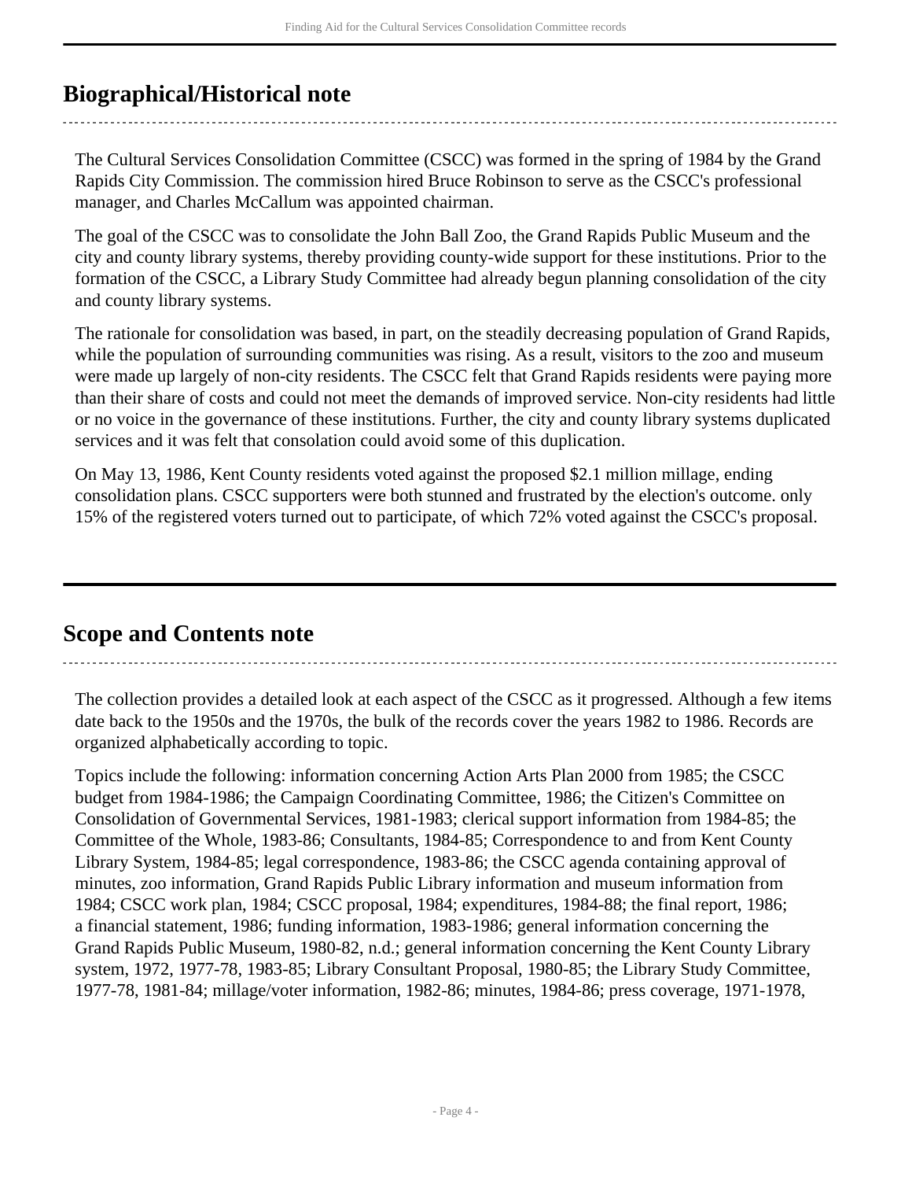## Biographical/Historical note

The Cultural Services Consolidation Committee (CSCC) was formed in the spring of 1984 by the Grand Rapids City Commission. The commission hired Bruce Robinson to serve as the CSCC's professional manager, and Charles McCallum was appointed chairman.

The goal of the CSCC was to consolidate the John Ball Zoo, the Grand Rapids Public Museum and the city and county library systems, thereby providing county-wide support for these institutions. Prior to the formation of the CSCC, a Library Study Committee had already begun planning consolidation of the city and county library systems.

The rationale for consolidation was based, in part, on the steadily decreasing population of Grand Rapids, while the population of surrounding communities was rising. As a result, visitors to the zoo and museum were made up largely of non-city residents. The CSCC felt that Grand Rapids residents were paying more than their share of costs and could not meet the demands of improved service. Non-city residents had little or no voice in the governance of these institutions. Further, the city and county library systems duplicated services and it was felt that consolation could avoid some of this duplication.

On May 13, 1986, Kent County residents voted against the proposed $2.1 million millage, ending consolidation plans. CSCC supporters were both stunned and frustrated by the election's outcome. only 15% of the registered voters turned out to participate, of which 72% voted against the CSCC's proposal.

## Scope and Contents note

The collection provides a detailed look at each aspect of the CSCC as it progressed. Although a few items date back to the 1950s and the 1970s, the bulk of the records cover the years 1982 to 1986. Records are organized alphabetically according to topic.

Topics include the following: information concerning Action Arts Plan 2000 from 1985; the CSCC budget from 1984-1986; the Campaign Coordinating Committee, 1986; the Citizen's Committee on Consolidation of Governmental Services, 1981-1983; clerical support information from 1984-85; the Committee of the Whole, 1983-86; Consultants, 1984-85; Correspondence to and from Kent County Library System, 1984-85; legal correspondence, 1983-86; the CSCC agenda containing approval of minutes, zoo information, Grand Rapids Public Library information and museum information from 1984; CSCC work plan, 1984; CSCC proposal, 1984; expenditures, 1984-88; the final report, 1986; a financial statement, 1986; funding information, 1983-1986; general information concerning the Grand Rapids Public Museum, 1980-82, n.d.; general information concerning the Kent County Library system, 1972, 1977-78, 1983-85; Library Consultant Proposal, 1980-85; the Library Study Committee, 1977-78, 1981-84; millage/voter information, 1982-86; minutes, 1984-86; press coverage, 1971-1978,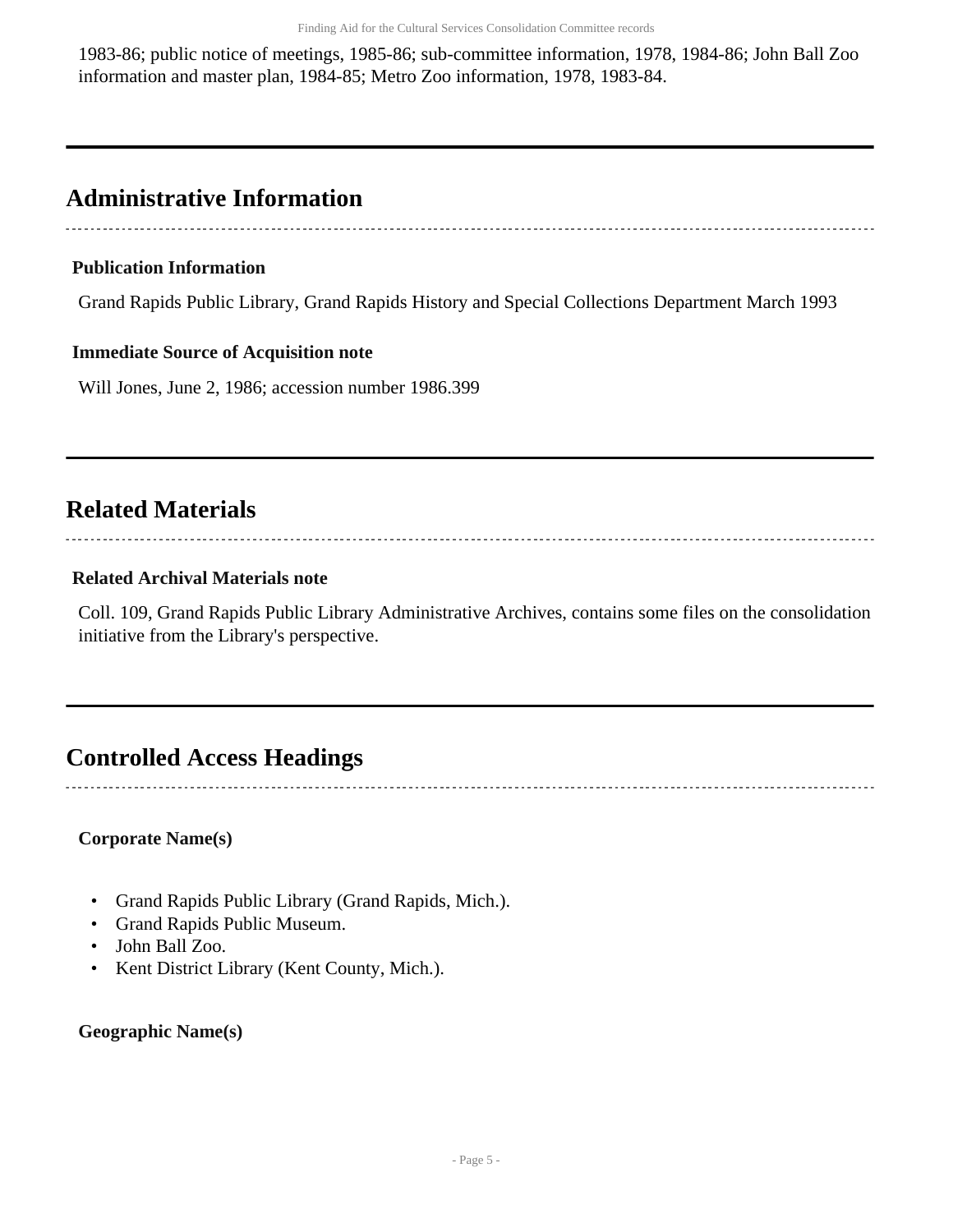1983-86; public notice of meetings, 1985-86; sub-committee information, 1978, 1984-86; John Ball Zoo information and master plan, 1984-85; Metro Zoo information, 1978, 1983-84.

## Administrative Information

### Publication Information

Grand Rapids Public Library, Grand Rapids History and Special Collections Department March 1993

### Immediate Source of Acquisition note

Will Jones, June 2, 1986; accession number 1986.399

## Related Materials

### Related Archival Materials note

Coll. 109, Grand Rapids Public Library Administrative Archives, contains some files on the consolidation initiative from the Library's perspective.

## Controlled Access Headings

**Corporate Name(s)**

- Grand Rapids Public Library (Grand Rapids, Mich.).
- Grand Rapids Public Museum.
- John Ball Zoo.
- Kent District Library (Kent County, Mich.).

**Geographic Name(s)**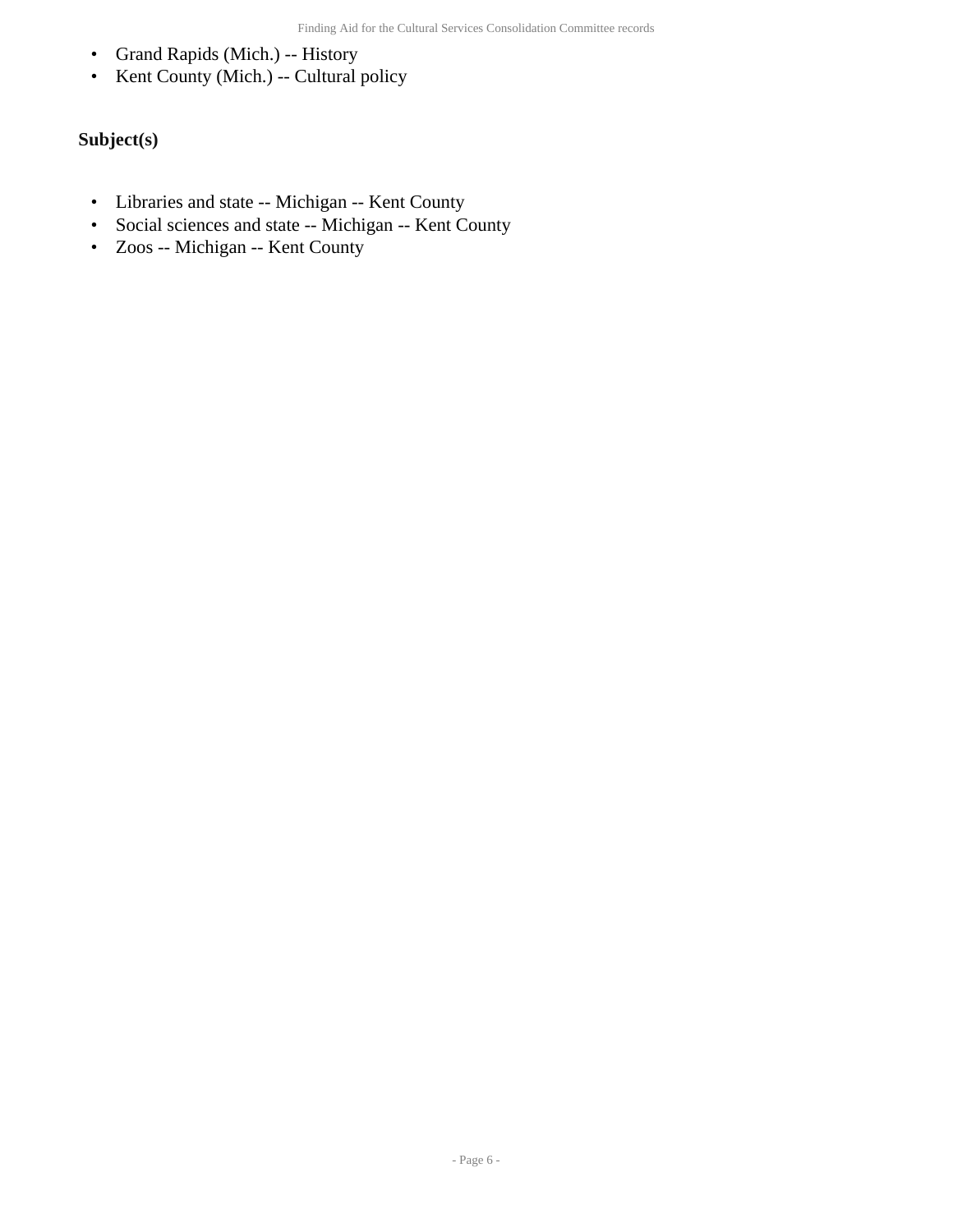- Grand Rapids (Mich.) -- History
- Kent County (Mich.) -- Cultural policy

### Subject(s)

- Libraries and state -- Michigan -- Kent County
- Social sciences and state -- Michigan -- Kent County
- Zoos -- Michigan -- Kent County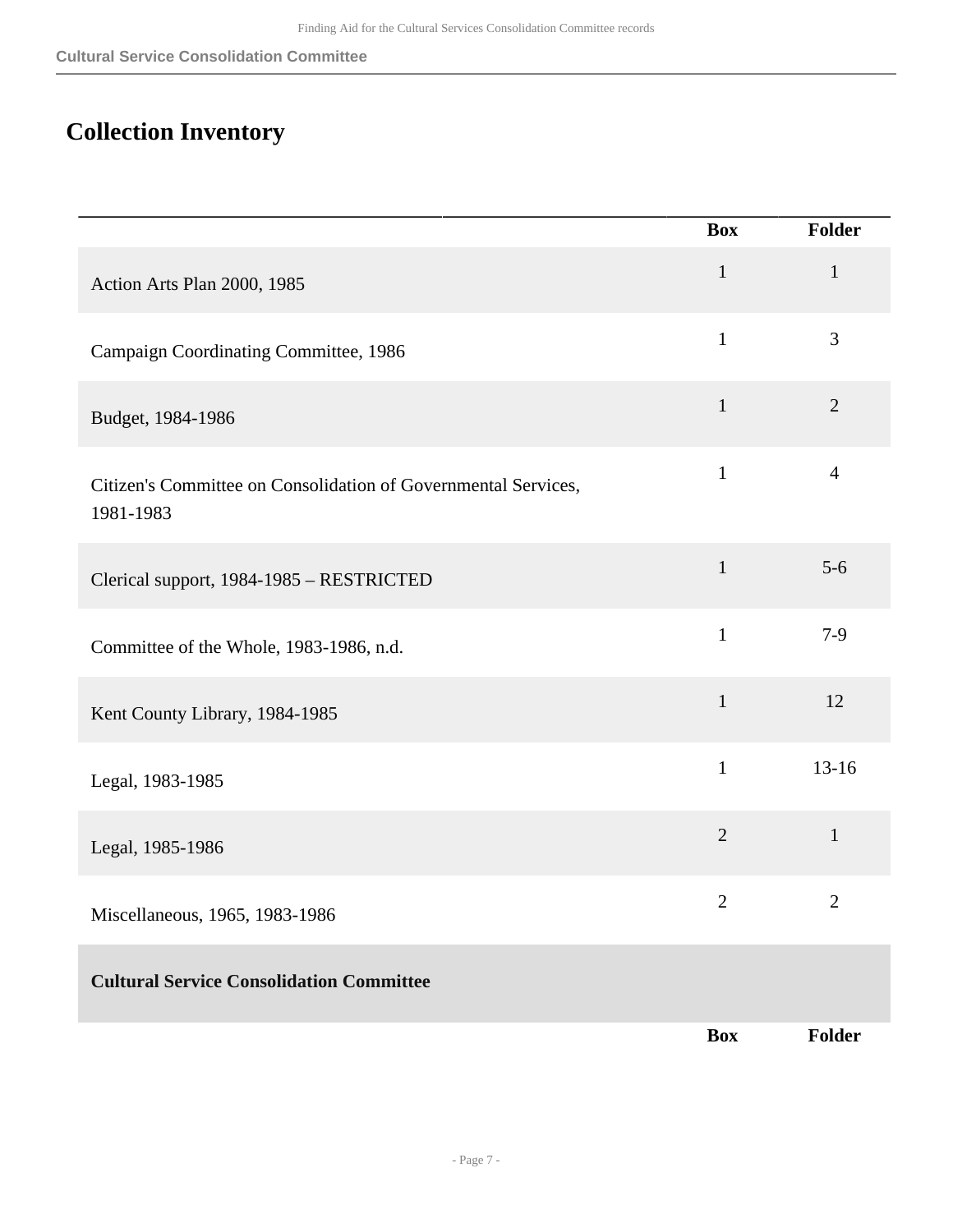## Collection Inventory

| | Box | Folder |
|---|---|---|
| Action Arts Plan 2000, 1985 | 1 | 1 |
| Campaign Coordinating Committee, 1986 | 1 | 3 |
| Budget, 1984-1986 | 1 | 2 |
| Citizen's Committee on Consolidation of Governmental Services, 1981-1983 | 1 | 4 |
| Clerical support, 1984-1985 – RESTRICTED | 1 | 5-6 |
| Committee of the Whole, 1983-1986, n.d. | 1 | 7-9 |
| Kent County Library, 1984-1985 | 1 | 12 |
| Legal, 1983-1985 | 1 | 13-16 |
| Legal, 1985-1986 | 2 | 1 |
| Miscellaneous, 1965, 1983-1986 | 2 | 2 |
| **Cultural Service Consolidation Committee** | | |
| | **Box** | **Folder** |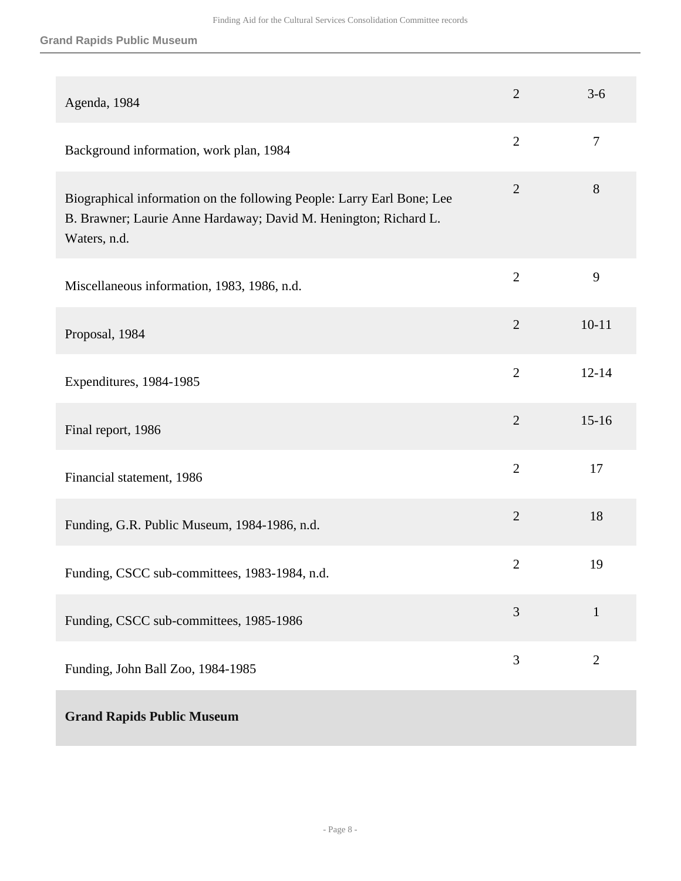| Title | Box | Folder |
|---|---|---|
| Agenda, 1984 | 2 | 3-6 |
| Background information, work plan, 1984 | 2 | 7 |
| Biographical information on the following People: Larry Earl Bone; Lee B. Brawner; Laurie Anne Hardaway; David M. Henington; Richard L. Waters, n.d. | 2 | 8 |
| Miscellaneous information, 1983, 1986, n.d. | 2 | 9 |
| Proposal, 1984 | 2 | 10-11 |
| Expenditures, 1984-1985 | 2 | 12-14 |
| Final report, 1986 | 2 | 15-16 |
| Financial statement, 1986 | 2 | 17 |
| Funding, G.R. Public Museum, 1984-1986, n.d. | 2 | 18 |
| Funding, CSCC sub-committees, 1983-1984, n.d. | 2 | 19 |
| Funding, CSCC sub-committees, 1985-1986 | 3 | 1 |
| Funding, John Ball Zoo, 1984-1985 | 3 | 2 |
| **Grand Rapids Public Museum** | | |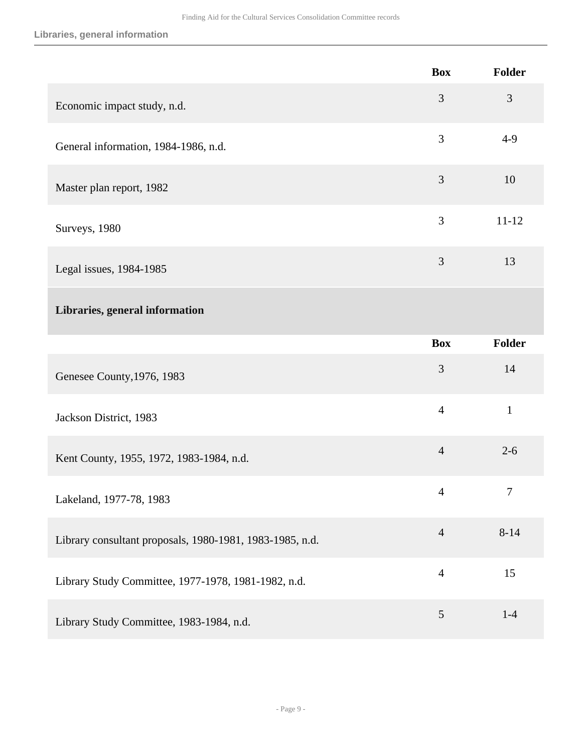| | Box | Folder |
|---|---|---|
| Economic impact study, n.d. | 3 | 3 |
| General information, 1984-1986, n.d. | 3 | 4-9 |
| Master plan report, 1982 | 3 | 10 |
| Surveys, 1980 | 3 | 11-12 |
| Legal issues, 1984-1985 | 3 | 13 |

**Libraries, general information**

| | Box | Folder |
|---|---|---|
| Genesee County,1976, 1983 | 3 | 14 |
| Jackson District, 1983 | 4 | 1 |
| Kent County, 1955, 1972, 1983-1984, n.d. | 4 | 2-6 |
| Lakeland, 1977-78, 1983 | 4 | 7 |
| Library consultant proposals, 1980-1981, 1983-1985, n.d. | 4 | 8-14 |
| Library Study Committee, 1977-1978, 1981-1982, n.d. | 4 | 15 |
| Library Study Committee, 1983-1984, n.d. | 5 | 1-4 |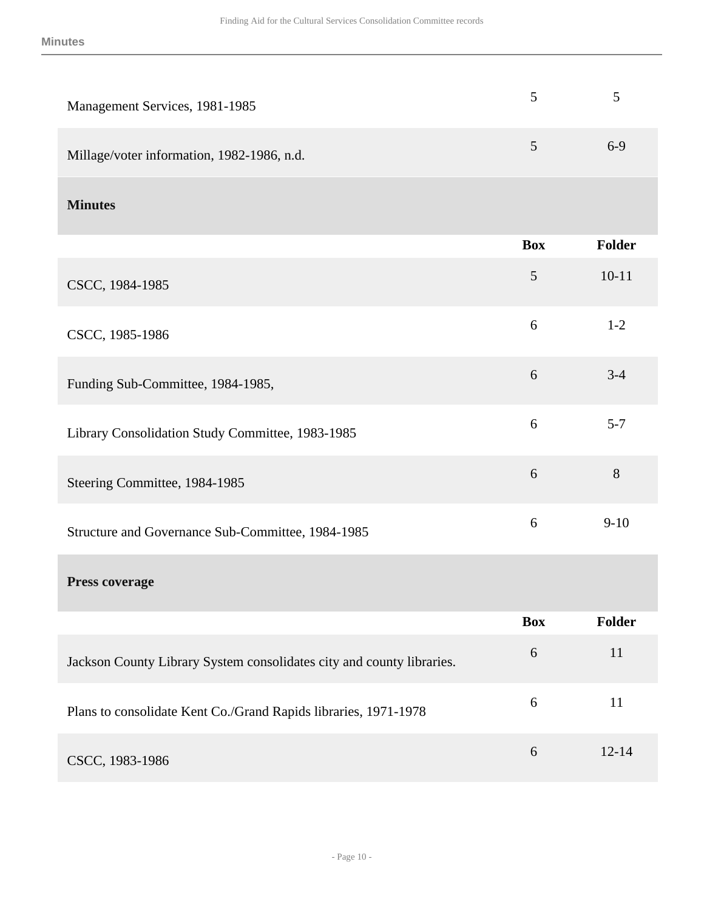| | Box | Folder |
|---|---|---|
| Management Services, 1981-1985 | 5 | 5 |
| Millage/voter information, 1982-1986, n.d. | 5 | 6-9 |

### Minutes

| | Box | Folder |
|---|---|---|
| CSCC, 1984-1985 | 5 | 10-11 |
| CSCC, 1985-1986 | 6 | 1-2 |
| Funding Sub-Committee, 1984-1985, | 6 | 3-4 |
| Library Consolidation Study Committee, 1983-1985 | 6 | 5-7 |
| Steering Committee, 1984-1985 | 6 | 8 |
| Structure and Governance Sub-Committee, 1984-1985 | 6 | 9-10 |

### Press coverage

| | Box | Folder |
|---|---|---|
| Jackson County Library System consolidates city and county libraries. | 6 | 11 |
| Plans to consolidate Kent Co./Grand Rapids libraries, 1971-1978 | 6 | 11 |
| CSCC, 1983-1986 | 6 | 12-14 |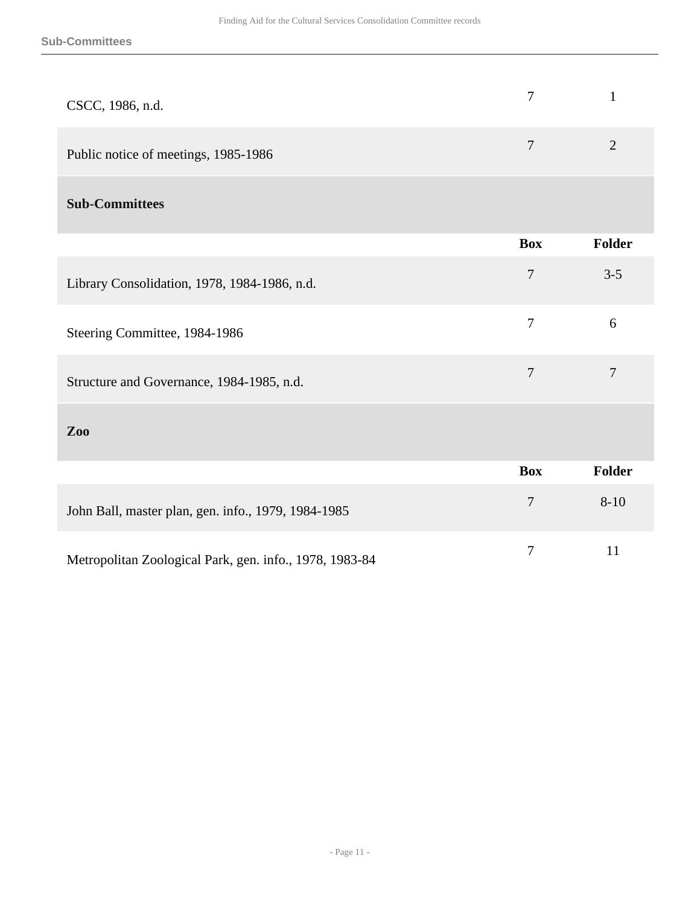| | Box | Folder |
|---|---|---|
| CSCC, 1986, n.d. | 7 | 1 |
| Public notice of meetings, 1985-1986 | 7 | 2 |

### Sub-Committees

| | Box | Folder |
|---|---|---|
| Library Consolidation, 1978, 1984-1986, n.d. | 7 | 3-5 |
| Steering Committee, 1984-1986 | 7 | 6 |
| Structure and Governance, 1984-1985, n.d. | 7 | 7 |

### Zoo

| | Box | Folder |
|---|---|---|
| John Ball, master plan, gen. info., 1979, 1984-1985 | 7 | 8-10 |
| Metropolitan Zoological Park, gen. info., 1978, 1983-84 | 7 | 11 |